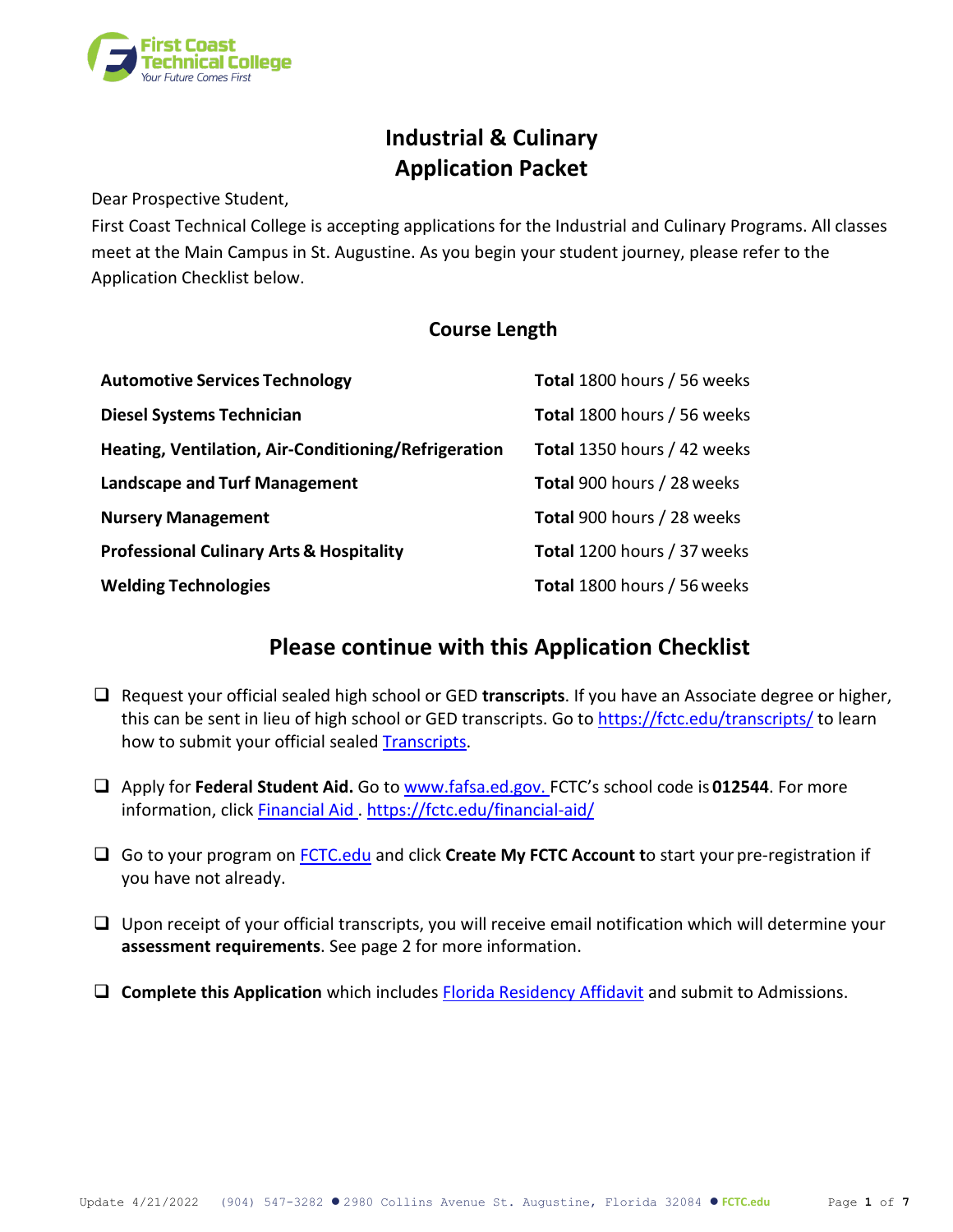# Industrial & Culinary Application Packet

Dear Prospective Student,

First Coast Technical College is accepting applications for the Industrial and Culinary Programs. All classes meet at the Main Campus in St. Augustine. As you begin your student journey, please refer to the Application Checklist below.

## Course Length

| | |
|---|---|
| **Automotive Services Technology** | **Total** 1800 hours / 56 weeks |
| **Diesel Systems Technician** | **Total** 1800 hours / 56 weeks |
| **Heating, Ventilation, Air-Conditioning/Refrigeration** | **Total** 1350 hours / 42 weeks |
| **Landscape and Turf Management** | **Total** 900 hours / 28 weeks |
| **Nursery Management** | **Total** 900 hours / 28 weeks |
| **Professional Culinary Arts & Hospitality** | **Total** 1200 hours / 37 weeks |
| **Welding Technologies** | **Total** 1800 hours / 56 weeks |

## Please continue with this Application Checklist

- ❑ Request your official sealed high school or GED **transcripts**. If you have an Associate degree or higher, this can be sent in lieu of high school or GED transcripts. Go to https://fctc.edu/transcripts/ to learn how to submit your official sealed Transcripts.
- ❑ Apply for **Federal Student Aid.** Go to www.fafsa.ed.gov. FCTC's school code is **012544**. For more information, click Financial Aid . https://fctc.edu/financial-aid/
- ❑ Go to your program on FCTC.edu and click **Create My FCTC Account t**o start your pre-registration if you have not already.
- ❑ Upon receipt of your official transcripts, you will receive email notification which will determine your **assessment requirements**. See page 2 for more information.
- ❑ **Complete this Application** which includes Florida Residency Affidavit and submit to Admissions.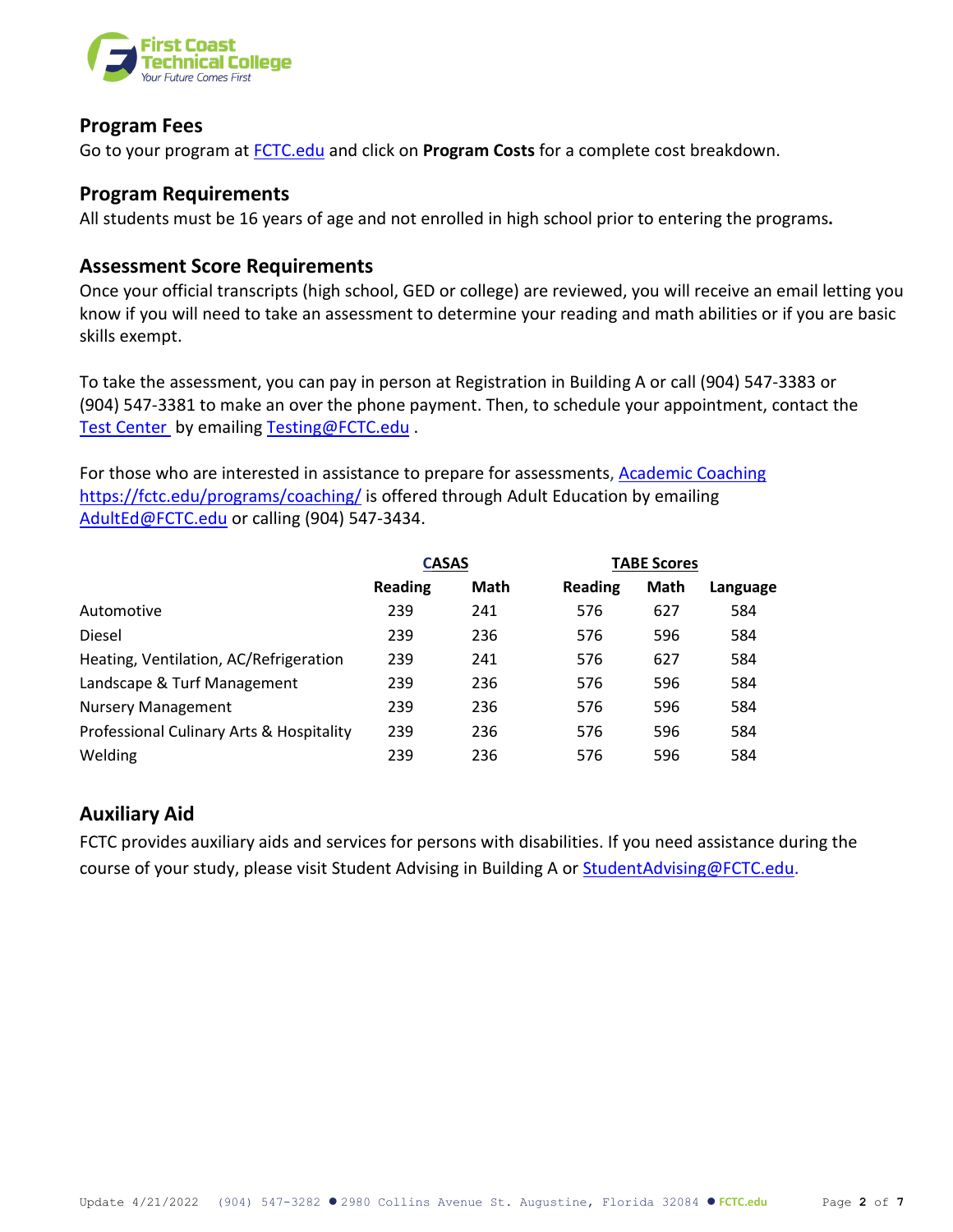## Program Fees

Go to your program at [FCTC.edu](FCTC.edu) and click on **Program Costs** for a complete cost breakdown.

## Program Requirements

All students must be 16 years of age and not enrolled in high school prior to entering the programs**.**

## Assessment Score Requirements

Once your official transcripts (high school, GED or college) are reviewed, you will receive an email letting you know if you will need to take an assessment to determine your reading and math abilities or if you are basic skills exempt.

To take the assessment, you can pay in person at Registration in Building A or call (904) 547-3383 or (904) 547-3381 to make an over the phone payment. Then, to schedule your appointment, contact the Test Center by emailing Testing@FCTC.edu .

For those who are interested in assistance to prepare for assessments, Academic Coaching https://fctc.edu/programs/coaching/ is offered through Adult Education by emailing AdultEd@FCTC.edu or calling (904) 547-3434.

| | CASAS | | TABE Scores | | |
|---|---|---|---|---|---|
| | **Reading** | **Math** | **Reading** | **Math** | **Language** |
| Automotive | 239 | 241 | 576 | 627 | 584 |
| Diesel | 239 | 236 | 576 | 596 | 584 |
| Heating, Ventilation, AC/Refrigeration | 239 | 241 | 576 | 627 | 584 |
| Landscape & Turf Management | 239 | 236 | 576 | 596 | 584 |
| Nursery Management | 239 | 236 | 576 | 596 | 584 |
| Professional Culinary Arts & Hospitality | 239 | 236 | 576 | 596 | 584 |
| Welding | 239 | 236 | 576 | 596 | 584 |

## Auxiliary Aid

FCTC provides auxiliary aids and services for persons with disabilities. If you need assistance during the course of your study, please visit Student Advising in Building A or StudentAdvising@FCTC.edu.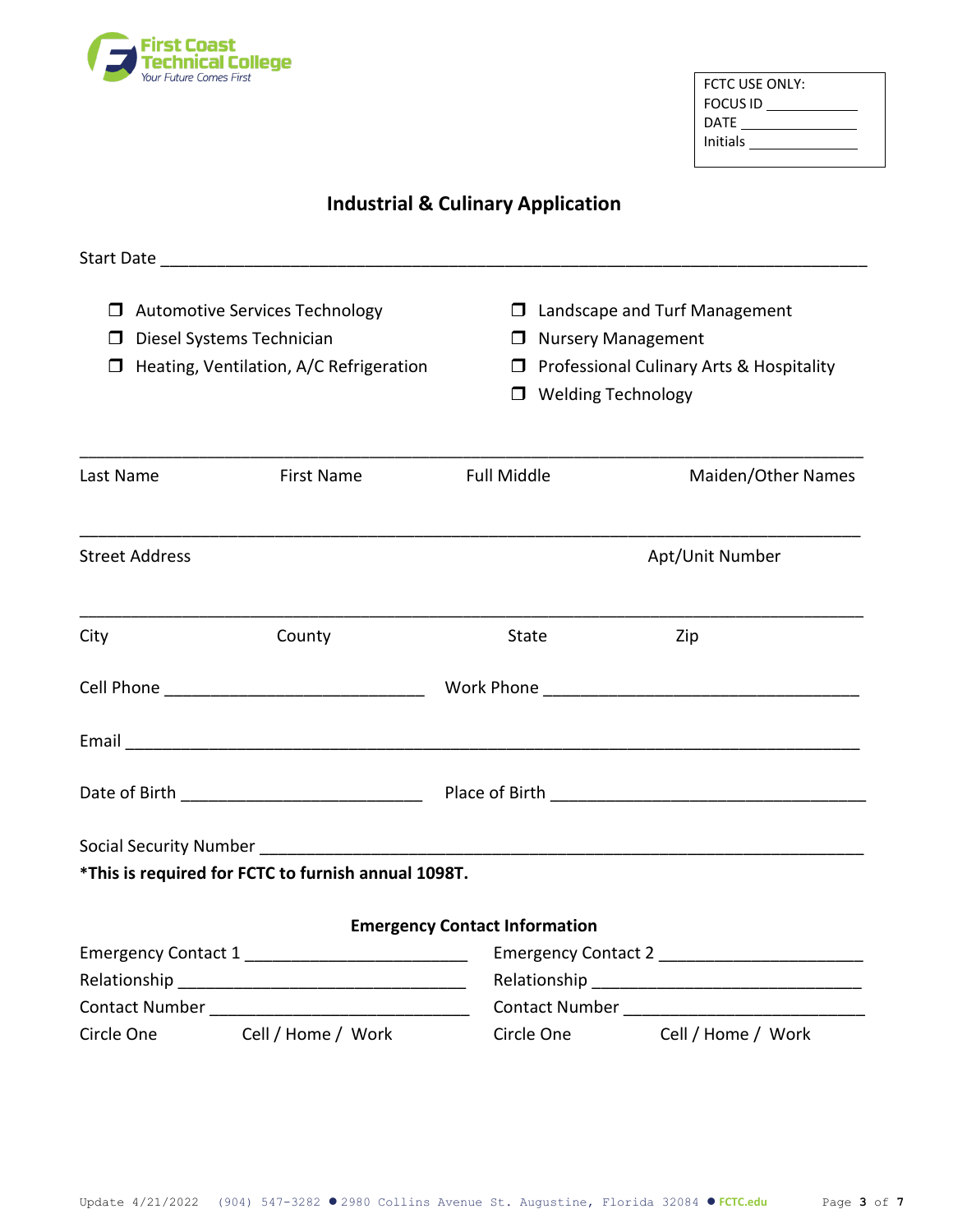First Coast Technical College
Your Future Comes First

FCTC USE ONLY:
FOCUS ID ____________
DATE ______________
Initials _____________

# Industrial & Culinary Application

Start Date ___________________________________________________________________________

- ❒ Automotive Services Technology
- ❒ Diesel Systems Technician
- ❒ Heating, Ventilation, A/C Refrigeration
- ❒ Landscape and Turf Management
- ❒ Nursery Management
- ❒ Professional Culinary Arts & Hospitality
- ❒ Welding Technology

_____________________________________________________________________________________

Last Name First Name Full Middle Maiden/Other Names

_____________________________________________________________________________________

Street Address Apt/Unit Number

_____________________________________________________________________________________

City County State Zip

Cell Phone ___________________________ Work Phone _________________________________

Email ________________________________________________________________________________

Date of Birth ________________________ Place of Birth _______________________________

Social Security Number _______________________________________________________________

**\*This is required for FCTC to furnish annual 1098T.**

**Emergency Contact Information**

Emergency Contact 1 _______________________
Relationship ______________________________
Contact Number ___________________________
Circle One Cell / Home / Work

Emergency Contact 2 _______________________
Relationship ______________________________
Contact Number ___________________________
Circle One Cell / Home / Work

Update 4/21/2022 (904) 547-3282 ● 2980 Collins Avenue St. Augustine, Florida 32084 ● FCTC.edu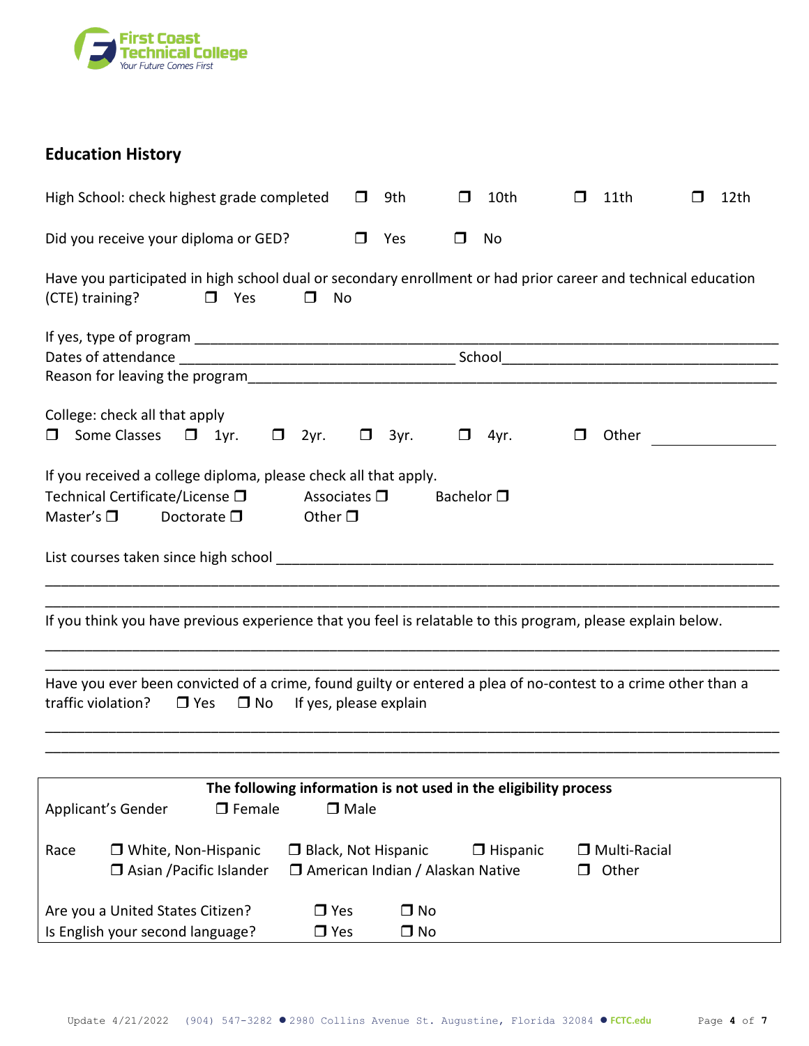First Coast Technical College
*Your Future Comes First*

## Education History

High School: check highest grade completed ❒ 9th ❒ 10th ❒ 11th ❒ 12th

Did you receive your diploma or GED? ❒ Yes ❒ No

Have you participated in high school dual or secondary enrollment or had prior career and technical education (CTE) training? ❒ Yes ❒ No

If yes, type of program ______________________________________________________________________
Dates of attendance ___________________________________ School___________________________________
Reason for leaving the program______________________________________________________________

College: check all that apply
❒ Some Classes ❒ 1yr. ❒ 2yr. ❒ 3yr. ❒ 4yr. ❒ Other ________________

If you received a college diploma, please check all that apply.
Technical Certificate/License ❒ Associates ❒ Bachelor ❒
Master's ❒ Doctorate ❒ Other ❒

List courses taken since high school ______________________________________________________________
_____________________________________________________________________________________________
_____________________________________________________________________________________________

If you think you have previous experience that you feel is relatable to this program, please explain below.
_____________________________________________________________________________________________
_____________________________________________________________________________________________

Have you ever been convicted of a crime, found guilty or entered a plea of no-contest to a crime other than a traffic violation? ❒ Yes ❒ No If yes, please explain
_____________________________________________________________________________________________
_____________________________________________________________________________________________

**The following information is not used in the eligibility process**

Applicant's Gender ❒ Female ❒ Male

Race ❒ White, Non-Hispanic ❒ Black, Not Hispanic ❒ Hispanic ❒ Multi-Racial
❒ Asian /Pacific Islander ❒ American Indian / Alaskan Native ❒ Other

Are you a United States Citizen? ❒ Yes ❒ No
Is English your second language? ❒ Yes ❒ No

Update 4/21/2022 (904) 547-3282 ● 2980 Collins Avenue St. Augustine, Florida 32084 ● FCTC.edu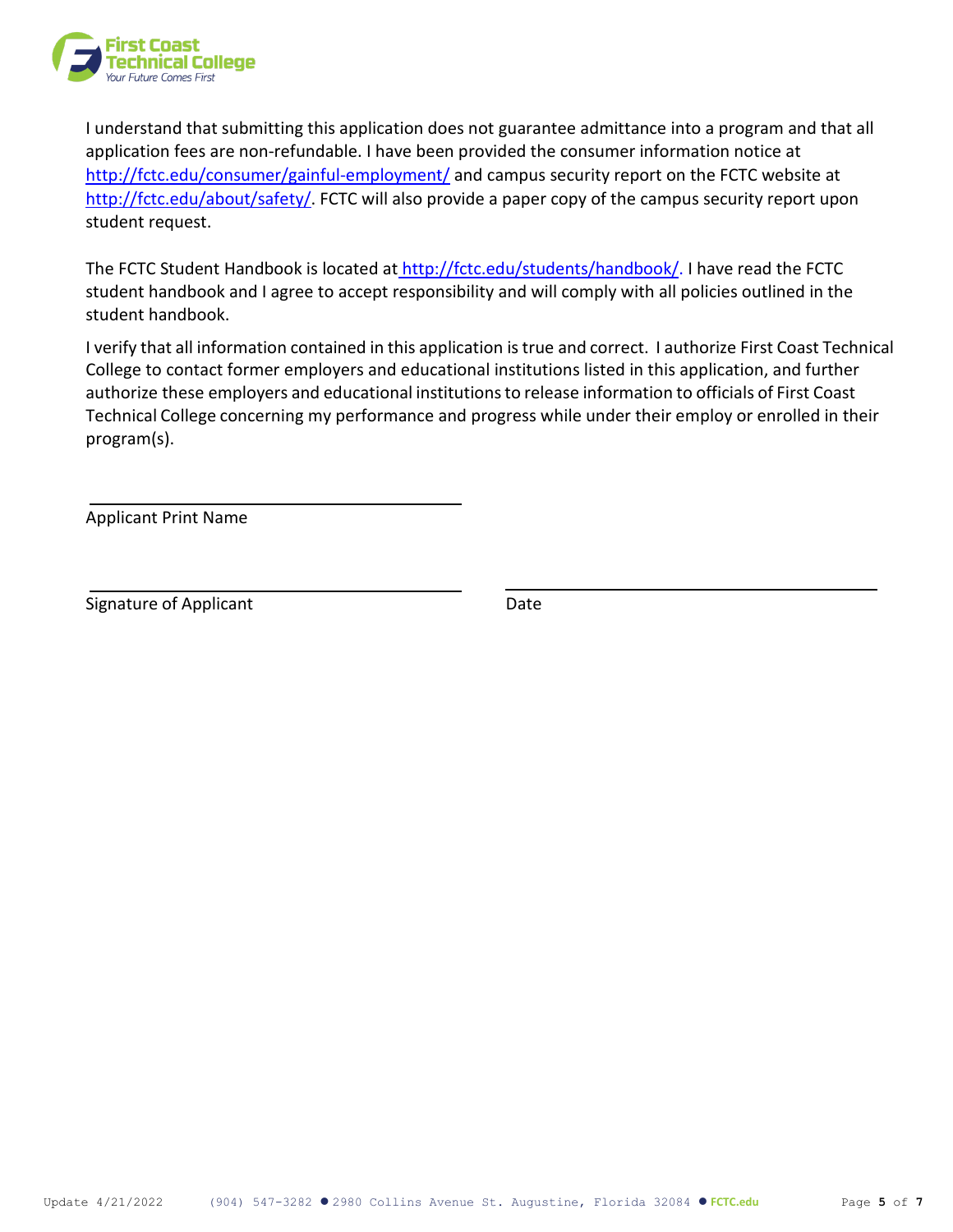I understand that submitting this application does not guarantee admittance into a program and that all application fees are non-refundable. I have been provided the consumer information notice at http://fctc.edu/consumer/gainful-employment/ and campus security report on the FCTC website at http://fctc.edu/about/safety/. FCTC will also provide a paper copy of the campus security report upon student request.

The FCTC Student Handbook is located at http://fctc.edu/students/handbook/. I have read the FCTC student handbook and I agree to accept responsibility and will comply with all policies outlined in the student handbook.

I verify that all information contained in this application is true and correct. I authorize First Coast Technical College to contact former employers and educational institutions listed in this application, and further authorize these employers and educational institutions to release information to officials of First Coast Technical College concerning my performance and progress while under their employ or enrolled in their program(s).

\_\_\_\_\_\_\_\_\_\_\_\_\_\_\_\_\_\_\_\_\_\_\_\_\_\_\_\_\_\_\_\_\_\_\_\_

Applicant Print Name

\_\_\_\_\_\_\_\_\_\_\_\_\_\_\_\_\_\_\_\_\_\_\_\_\_\_\_\_\_\_\_\_\_\_\_\_ \_\_\_\_\_\_\_\_\_\_\_\_\_\_\_\_\_\_\_\_\_\_\_\_\_\_\_\_\_\_\_\_\_\_\_\_

Signature of Applicant Date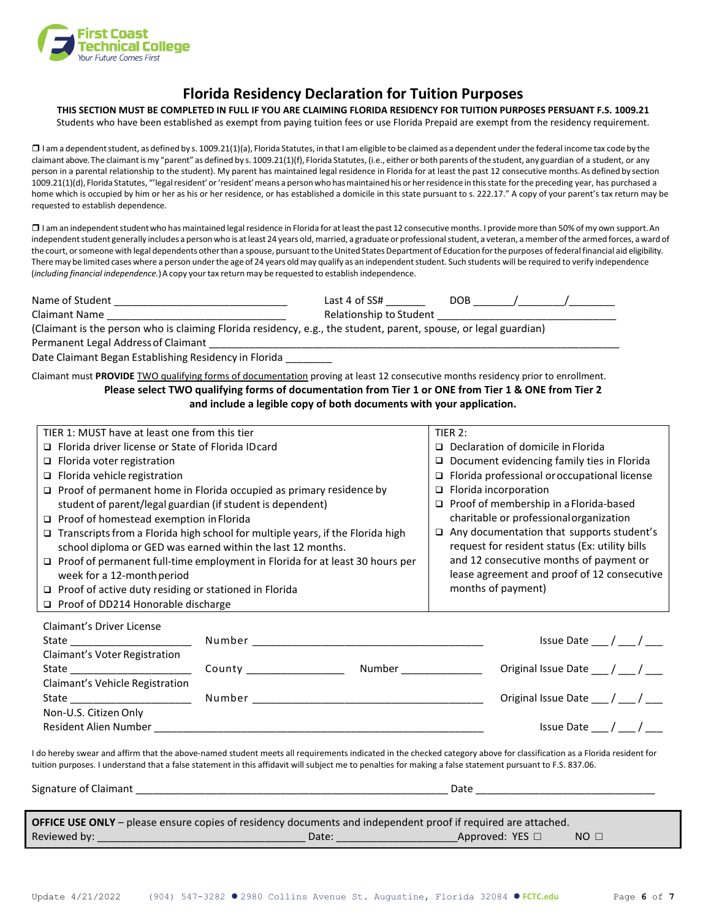# Florida Residency Declaration for Tuition Purposes

**THIS SECTION MUST BE COMPLETED IN FULL IF YOU ARE CLAIMING FLORIDA RESIDENCY FOR TUITION PURPOSES PERSUANT F.S. 1009.21**

Students who have been established as exempt from paying tuition fees or use Florida Prepaid are exempt from the residency requirement.

❒ I am a dependent student, as defined by s. 1009.21(1)(a), Florida Statutes, in that I am eligible to be claimed as a dependent under the federal income tax code by the claimant above. The claimant is my "parent" as defined by s. 1009.21(1)(f), Florida Statutes, (i.e., either or both parents of the student, any guardian of a student, or any person in a parental relationship to the student). My parent has maintained legal residence in Florida for at least the past 12 consecutive months. As defined by section 1009.21(1)(d), Florida Statutes, "'legal resident' or 'resident' means a person who has maintained his or her residence in this state for the preceding year, has purchased a home which is occupied by him or her as his or her residence, or has established a domicile in this state pursuant to s. 222.17." A copy of your parent's tax return may be requested to establish dependence.

❒ I am an independent student who has maintained legal residence in Florida for at least the past 12 consecutive months. I provide more than 50% of my own support. An independent student generally includes a person who is at least 24 years old, married, a graduate or professional student, a veteran, a member of the armed forces, a ward of the court, or someone with legal dependents other than a spouse, pursuant to the United States Department of Education for the purposes of federal financial aid eligibility. There may be limited cases where a person under the age of 24 years old may qualify as an independent student. Such students will be required to verify independence (*including financial independence.*) A copy your tax return may be requested to establish independence.

Name of Student ______________________________ Last 4 of SS# _______ DOB _______/_______/________

Claimant Name ______________________________ Relationship to Student ______________________________

(Claimant is the person who is claiming Florida residency, e.g., the student, parent, spouse, or legal guardian)

Permanent Legal Address of Claimant ________________________________________________________________

Date Claimant Began Establishing Residency in Florida ________

Claimant must **PROVIDE** TWO qualifying forms of documentation proving at least 12 consecutive months residency prior to enrollment.

**Please select TWO qualifying forms of documentation from Tier 1 or ONE from Tier 1 & ONE from Tier 2 and include a legible copy of both documents with your application.**

| TIER 1: MUST have at least one from this tier | TIER 2: |
|---|---|
| ❑ Florida driver license or State of Florida ID card<br>❑ Florida voter registration<br>❑ Florida vehicle registration<br>❑ Proof of permanent home in Florida occupied as primary residence by student of parent/legal guardian (if student is dependent)<br>❑ Proof of homestead exemption in Florida<br>❑ Transcripts from a Florida high school for multiple years, if the Florida high school diploma or GED was earned within the last 12 months.<br>❑ Proof of permanent full-time employment in Florida for at least 30 hours per week for a 12-month period<br>❑ Proof of active duty residing or stationed in Florida<br>❑ Proof of DD214 Honorable discharge | ❑ Declaration of domicile in Florida<br>❑ Document evidencing family ties in Florida<br>❑ Florida professional or occupational license<br>❑ Florida incorporation<br>❑ Proof of membership in a Florida-based charitable or professional organization<br>❑ Any documentation that supports student's request for resident status (Ex: utility bills and 12 consecutive months of payment or lease agreement and proof of 12 consecutive months of payment) |

Claimant's Driver License
State ____________________ Number ______________________________________ Issue Date ___/___/___

Claimant's Voter Registration
State ____________________ County ________________ Number ______________ Original Issue Date ___/___/___

Claimant's Vehicle Registration
State ____________________ Number ______________________________________ Original Issue Date ___/___/___

Non-U.S. Citizen Only
Resident Alien Number ________________________________________________________ Issue Date ___/___/___

I do hereby swear and affirm that the above-named student meets all requirements indicated in the checked category above for classification as a Florida resident for tuition purposes. I understand that a false statement in this affidavit will subject me to penalties for making a false statement pursuant to F.S. 837.06.

Signature of Claimant ____________________________________________________ Date ______________________________

**OFFICE USE ONLY** – please ensure copies of residency documents and independent proof if required are attached.
Reviewed by: __________________________________ Date: ____________________ Approved: YES ☐ NO ☐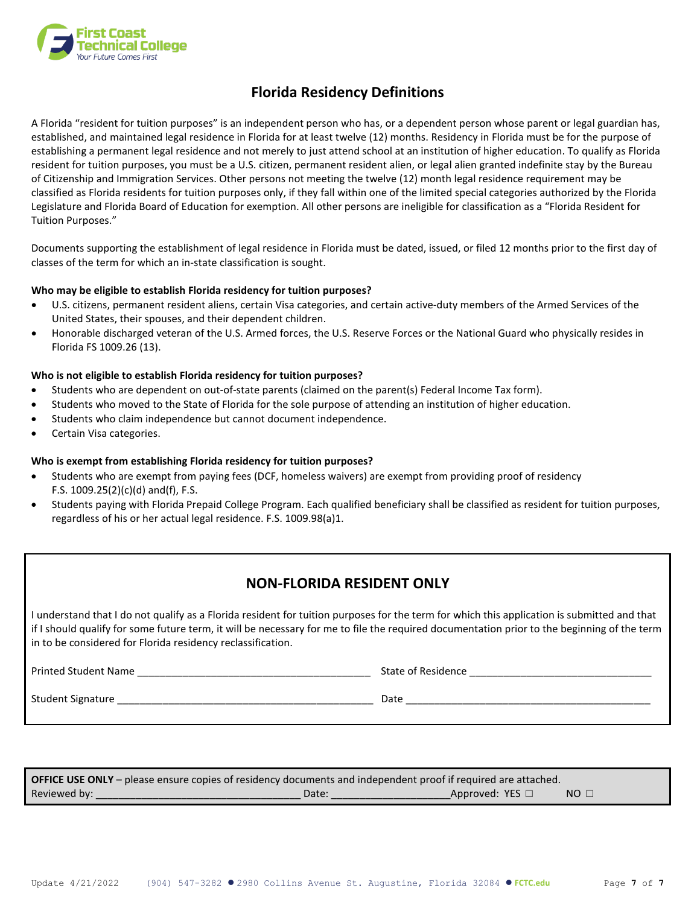## Florida Residency Definitions

A Florida "resident for tuition purposes" is an independent person who has, or a dependent person whose parent or legal guardian has, established, and maintained legal residence in Florida for at least twelve (12) months. Residency in Florida must be for the purpose of establishing a permanent legal residence and not merely to just attend school at an institution of higher education. To qualify as Florida resident for tuition purposes, you must be a U.S. citizen, permanent resident alien, or legal alien granted indefinite stay by the Bureau of Citizenship and Immigration Services. Other persons not meeting the twelve (12) month legal residence requirement may be classified as Florida residents for tuition purposes only, if they fall within one of the limited special categories authorized by the Florida Legislature and Florida Board of Education for exemption. All other persons are ineligible for classification as a "Florida Resident for Tuition Purposes."

Documents supporting the establishment of legal residence in Florida must be dated, issued, or filed 12 months prior to the first day of classes of the term for which an in-state classification is sought.

**Who may be eligible to establish Florida residency for tuition purposes?**

- U.S. citizens, permanent resident aliens, certain Visa categories, and certain active-duty members of the Armed Services of the United States, their spouses, and their dependent children.
- Honorable discharged veteran of the U.S. Armed forces, the U.S. Reserve Forces or the National Guard who physically resides in Florida FS 1009.26 (13).

**Who is not eligible to establish Florida residency for tuition purposes?**

- Students who are dependent on out-of-state parents (claimed on the parent(s) Federal Income Tax form).
- Students who moved to the State of Florida for the sole purpose of attending an institution of higher education.
- Students who claim independence but cannot document independence.
- Certain Visa categories.

**Who is exempt from establishing Florida residency for tuition purposes?**

- Students who are exempt from paying fees (DCF, homeless waivers) are exempt from providing proof of residency F.S. 1009.25(2)(c)(d) and(f), F.S.
- Students paying with Florida Prepaid College Program. Each qualified beneficiary shall be classified as resident for tuition purposes, regardless of his or her actual legal residence. F.S. 1009.98(a)1.

## NON-FLORIDA RESIDENT ONLY

I understand that I do not qualify as a Florida resident for tuition purposes for the term for which this application is submitted and that if I should qualify for some future term, it will be necessary for me to file the required documentation prior to the beginning of the term in to be considered for Florida residency reclassification.

Printed Student Name ________________________ State of Residence ________________________

Student Signature ________________________ Date ________________________

**OFFICE USE ONLY** – please ensure copies of residency documents and independent proof if required are attached.
Reviewed by: ________________________ Date: ________________ Approved: YES ☐ NO ☐

Update 4/21/2022 (904) 547-3282 ● 2980 Collins Avenue St. Augustine, Florida 32084 ● FCTC.edu